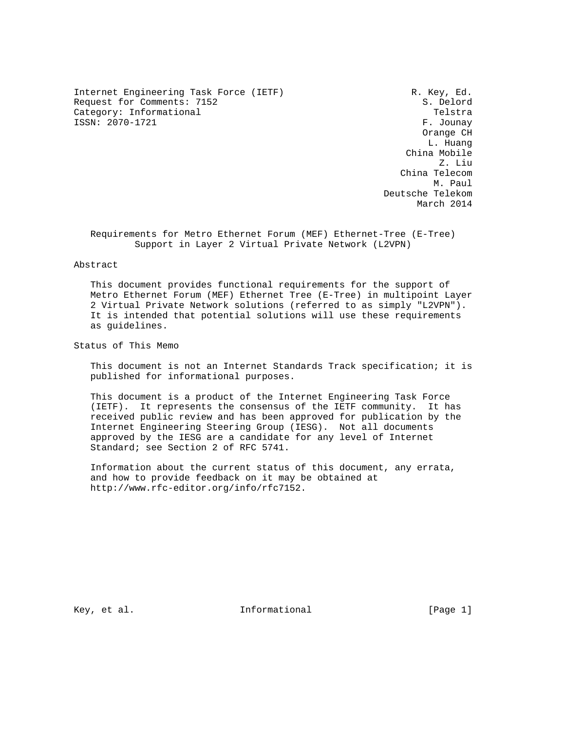Internet Engineering Task Force (IETF)                         R. Key, Ed.
Request for Comments: 7152                                       S. Delord
Category: Informational                                            Telstra
ISSN: 2070-1721                                                  F. Jounay
                                                                 Orange CH
                                                                  L. Huang
                                                              China Mobile
                                                                    Z. Liu
                                                             China Telecom
                                                                   M. Paul
                                                          Deutsche Telekom
                                                                March 2014

# Requirements for Metro Ethernet Forum (MEF) Ethernet-Tree (E-Tree) Support in Layer 2 Virtual Private Network (L2VPN)

## Abstract

This document provides functional requirements for the support of Metro Ethernet Forum (MEF) Ethernet Tree (E-Tree) in multipoint Layer 2 Virtual Private Network solutions (referred to as simply "L2VPN"). It is intended that potential solutions will use these requirements as guidelines.

## Status of This Memo

This document is not an Internet Standards Track specification; it is published for informational purposes.

This document is a product of the Internet Engineering Task Force (IETF). It represents the consensus of the IETF community. It has received public review and has been approved for publication by the Internet Engineering Steering Group (IESG). Not all documents approved by the IESG are a candidate for any level of Internet Standard; see Section 2 of RFC 5741.

Information about the current status of this document, any errata, and how to provide feedback on it may be obtained at http://www.rfc-editor.org/info/rfc7152.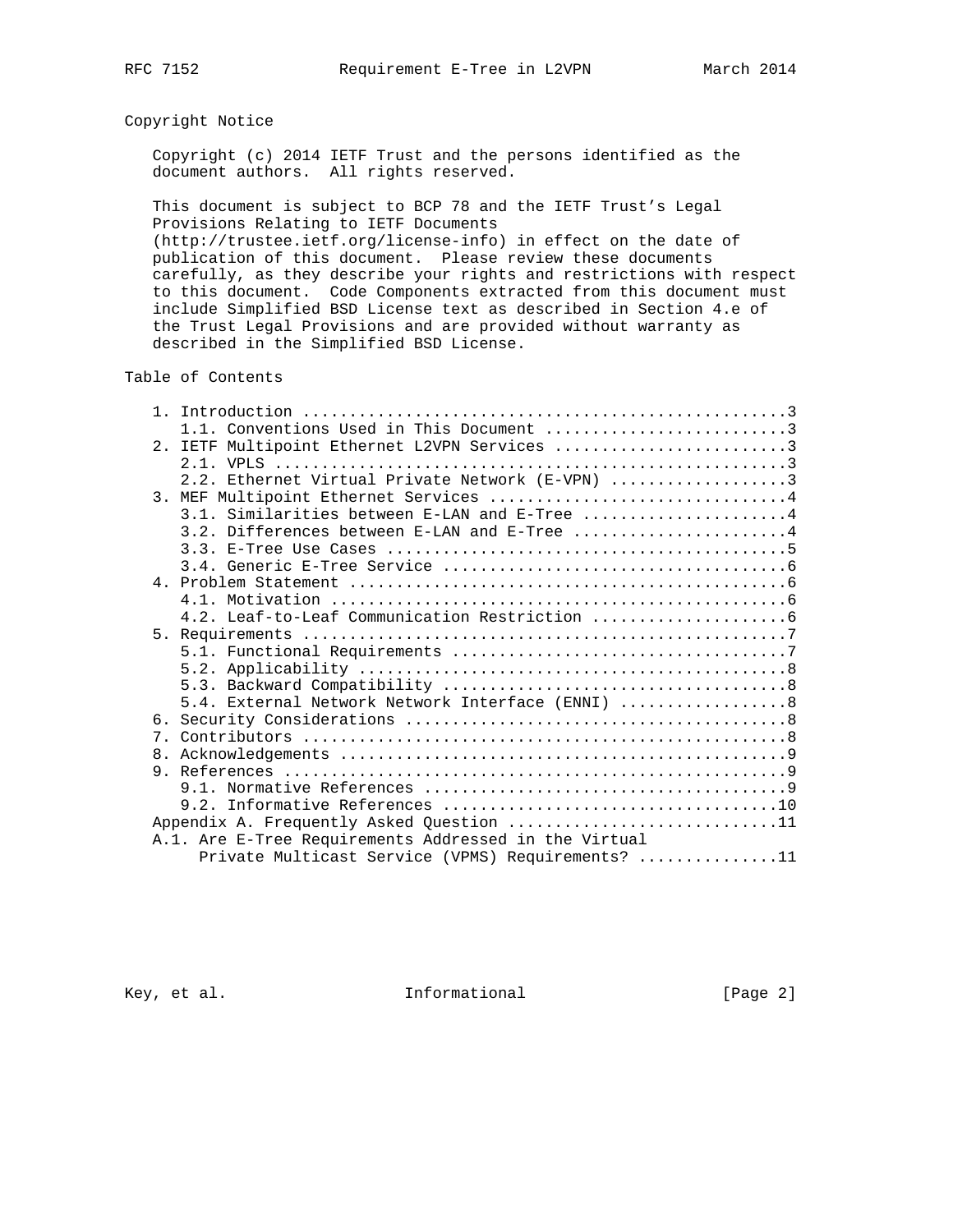## Copyright Notice

Copyright (c) 2014 IETF Trust and the persons identified as the document authors. All rights reserved.

This document is subject to BCP 78 and the IETF Trust's Legal Provisions Relating to IETF Documents (http://trustee.ietf.org/license-info) in effect on the date of publication of this document. Please review these documents carefully, as they describe your rights and restrictions with respect to this document. Code Components extracted from this document must include Simplified BSD License text as described in Section 4.e of the Trust Legal Provisions and are provided without warranty as described in the Simplified BSD License.

## Table of Contents

```
   1. Introduction ....................................................3
      1.1. Conventions Used in This Document ..........................3
   2. IETF Multipoint Ethernet L2VPN Services .........................3
      2.1. VPLS .......................................................3
      2.2. Ethernet Virtual Private Network (E-VPN) ...................3
   3. MEF Multipoint Ethernet Services ................................4
      3.1. Similarities between E-LAN and E-Tree ......................4
      3.2. Differences between E-LAN and E-Tree .......................4
      3.3. E-Tree Use Cases ...........................................5
      3.4. Generic E-Tree Service .....................................6
   4. Problem Statement ...............................................6
      4.1. Motivation .................................................6
      4.2. Leaf-to-Leaf Communication Restriction .....................6
   5. Requirements ....................................................7
      5.1. Functional Requirements ....................................7
      5.2. Applicability ..............................................8
      5.3. Backward Compatibility .....................................8
      5.4. External Network Network Interface (ENNI) ..................8
   6. Security Considerations .........................................8
   7. Contributors ....................................................8
   8. Acknowledgements ................................................9
   9. References ......................................................9
      9.1. Normative References .......................................9
      9.2. Informative References ....................................10
   Appendix A. Frequently Asked Question .............................11
   A.1. Are E-Tree Requirements Addressed in the Virtual
        Private Multicast Service (VPMS) Requirements? ...............11
```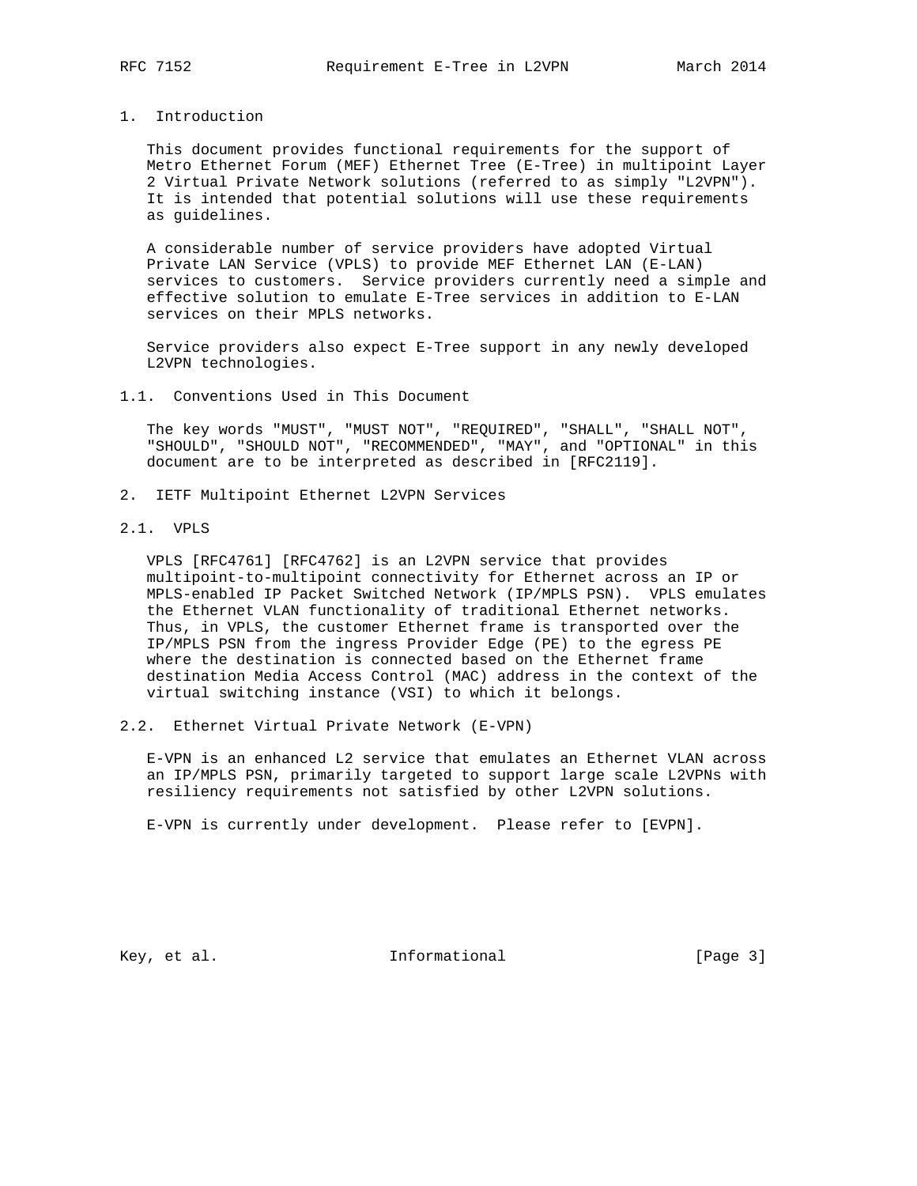## 1. Introduction

This document provides functional requirements for the support of Metro Ethernet Forum (MEF) Ethernet Tree (E-Tree) in multipoint Layer 2 Virtual Private Network solutions (referred to as simply "L2VPN"). It is intended that potential solutions will use these requirements as guidelines.

A considerable number of service providers have adopted Virtual Private LAN Service (VPLS) to provide MEF Ethernet LAN (E-LAN) services to customers. Service providers currently need a simple and effective solution to emulate E-Tree services in addition to E-LAN services on their MPLS networks.

Service providers also expect E-Tree support in any newly developed L2VPN technologies.

### 1.1. Conventions Used in This Document

The key words "MUST", "MUST NOT", "REQUIRED", "SHALL", "SHALL NOT", "SHOULD", "SHOULD NOT", "RECOMMENDED", "MAY", and "OPTIONAL" in this document are to be interpreted as described in [RFC2119].

## 2. IETF Multipoint Ethernet L2VPN Services

### 2.1. VPLS

VPLS [RFC4761] [RFC4762] is an L2VPN service that provides multipoint-to-multipoint connectivity for Ethernet across an IP or MPLS-enabled IP Packet Switched Network (IP/MPLS PSN). VPLS emulates the Ethernet VLAN functionality of traditional Ethernet networks. Thus, in VPLS, the customer Ethernet frame is transported over the IP/MPLS PSN from the ingress Provider Edge (PE) to the egress PE where the destination is connected based on the Ethernet frame destination Media Access Control (MAC) address in the context of the virtual switching instance (VSI) to which it belongs.

### 2.2. Ethernet Virtual Private Network (E-VPN)

E-VPN is an enhanced L2 service that emulates an Ethernet VLAN across an IP/MPLS PSN, primarily targeted to support large scale L2VPNs with resiliency requirements not satisfied by other L2VPN solutions.

E-VPN is currently under development. Please refer to [EVPN].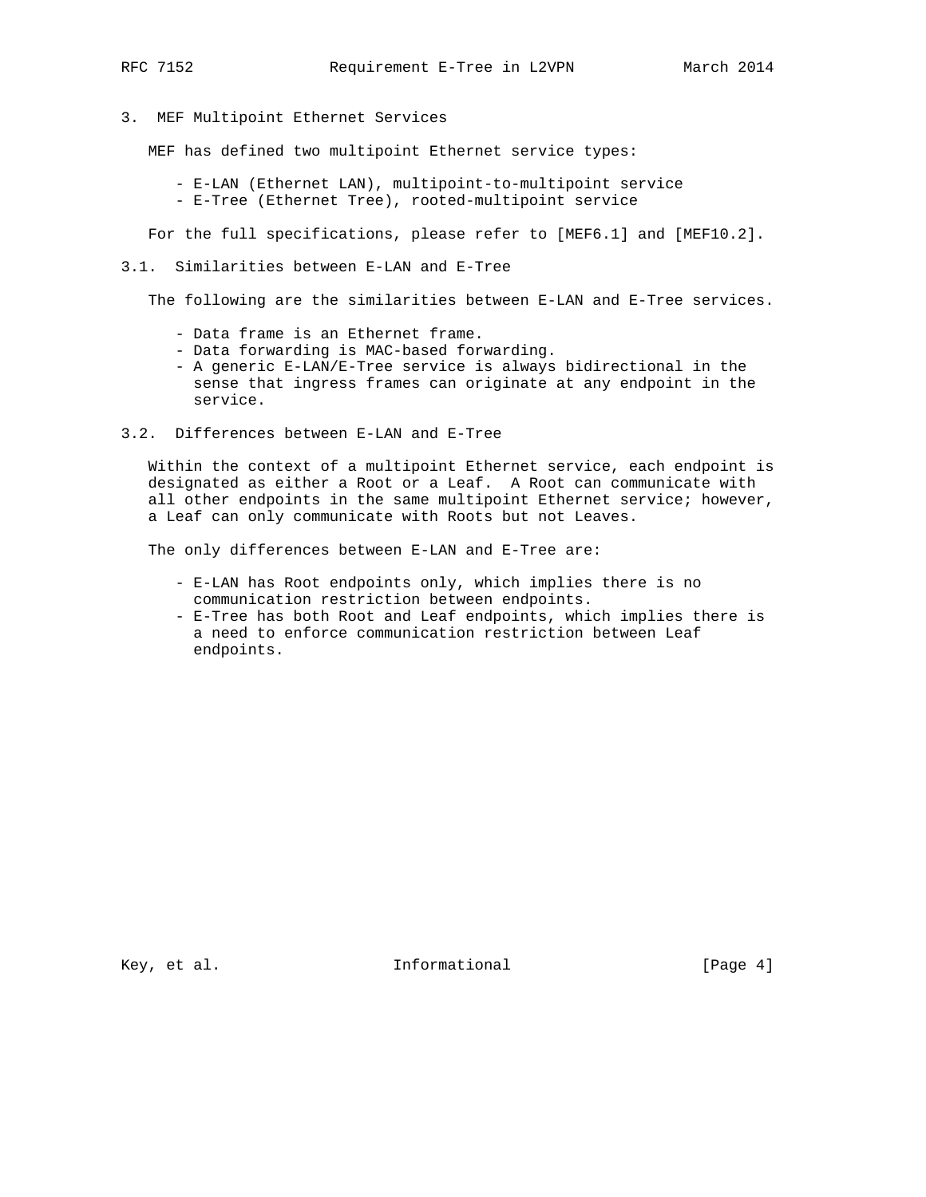## 3. MEF Multipoint Ethernet Services

MEF has defined two multipoint Ethernet service types:

- E-LAN (Ethernet LAN), multipoint-to-multipoint service
- E-Tree (Ethernet Tree), rooted-multipoint service

For the full specifications, please refer to [MEF6.1] and [MEF10.2].

### 3.1. Similarities between E-LAN and E-Tree

The following are the similarities between E-LAN and E-Tree services.

- Data frame is an Ethernet frame.
- Data forwarding is MAC-based forwarding.
- A generic E-LAN/E-Tree service is always bidirectional in the sense that ingress frames can originate at any endpoint in the service.

### 3.2. Differences between E-LAN and E-Tree

Within the context of a multipoint Ethernet service, each endpoint is designated as either a Root or a Leaf. A Root can communicate with all other endpoints in the same multipoint Ethernet service; however, a Leaf can only communicate with Roots but not Leaves.

The only differences between E-LAN and E-Tree are:

- E-LAN has Root endpoints only, which implies there is no communication restriction between endpoints.
- E-Tree has both Root and Leaf endpoints, which implies there is a need to enforce communication restriction between Leaf endpoints.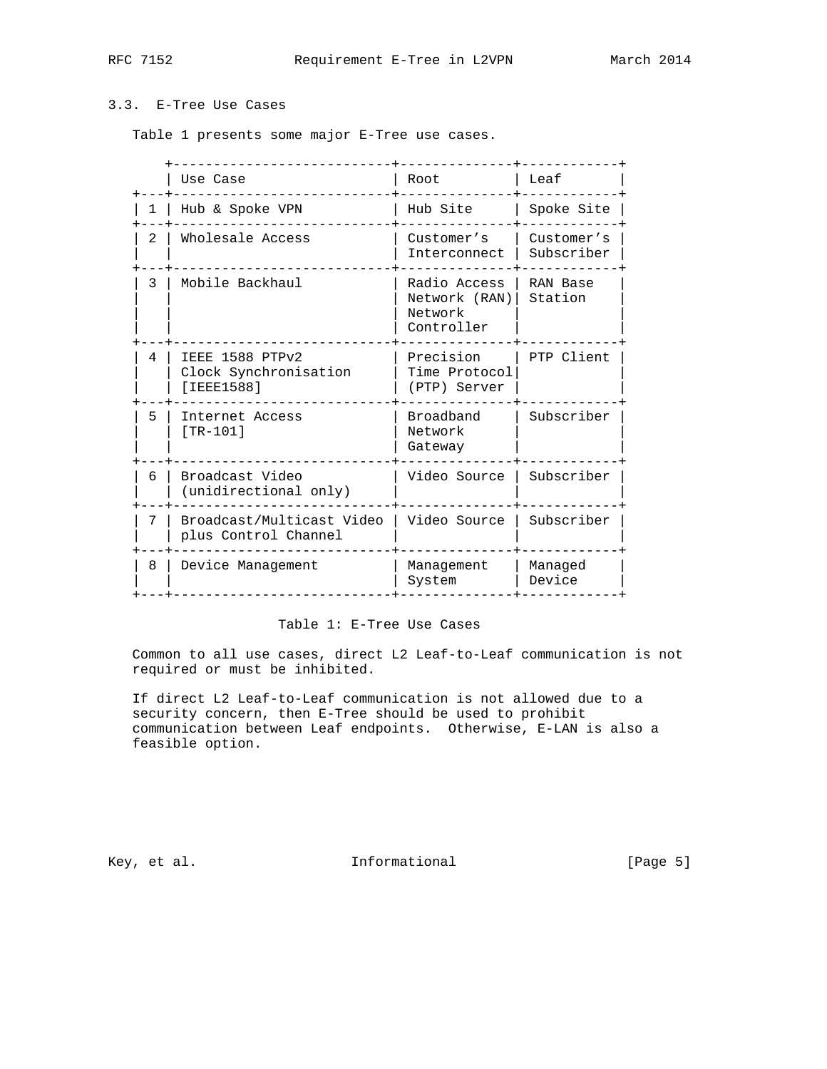### 3.3. E-Tree Use Cases

Table 1 presents some major E-Tree use cases.

| | Use Case | Root | Leaf |
|---|---|---|---|
| 1 | Hub & Spoke VPN | Hub Site | Spoke Site |
| 2 | Wholesale Access | Customer’s Interconnect | Customer’s Subscriber |
| 3 | Mobile Backhaul | Radio Access Network (RAN) Network Controller | RAN Base Station |
| 4 | IEEE 1588 PTPv2 Clock Synchronisation [IEEE1588] | Precision Time Protocol (PTP) Server | PTP Client |
| 5 | Internet Access [TR-101] | Broadband Network Gateway | Subscriber |
| 6 | Broadcast Video (unidirectional only) | Video Source | Subscriber |
| 7 | Broadcast/Multicast Video plus Control Channel | Video Source | Subscriber |
| 8 | Device Management | Management System | Managed Device |

Table 1: E-Tree Use Cases

Common to all use cases, direct L2 Leaf-to-Leaf communication is not required or must be inhibited.

If direct L2 Leaf-to-Leaf communication is not allowed due to a security concern, then E-Tree should be used to prohibit communication between Leaf endpoints. Otherwise, E-LAN is also a feasible option.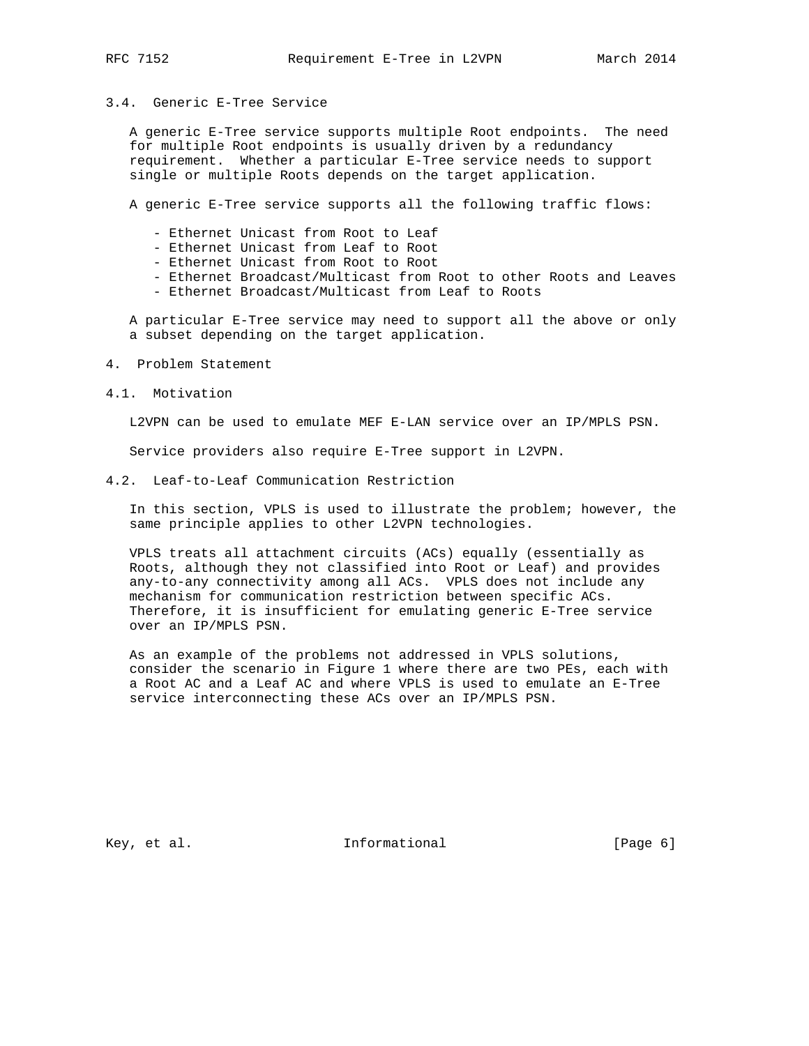### 3.4. Generic E-Tree Service

A generic E-Tree service supports multiple Root endpoints. The need for multiple Root endpoints is usually driven by a redundancy requirement. Whether a particular E-Tree service needs to support single or multiple Roots depends on the target application.

A generic E-Tree service supports all the following traffic flows:

- Ethernet Unicast from Root to Leaf
- Ethernet Unicast from Leaf to Root
- Ethernet Unicast from Root to Root
- Ethernet Broadcast/Multicast from Root to other Roots and Leaves
- Ethernet Broadcast/Multicast from Leaf to Roots

A particular E-Tree service may need to support all the above or only a subset depending on the target application.

## 4. Problem Statement

### 4.1. Motivation

L2VPN can be used to emulate MEF E-LAN service over an IP/MPLS PSN.

Service providers also require E-Tree support in L2VPN.

### 4.2. Leaf-to-Leaf Communication Restriction

In this section, VPLS is used to illustrate the problem; however, the same principle applies to other L2VPN technologies.

VPLS treats all attachment circuits (ACs) equally (essentially as Roots, although they not classified into Root or Leaf) and provides any-to-any connectivity among all ACs. VPLS does not include any mechanism for communication restriction between specific ACs. Therefore, it is insufficient for emulating generic E-Tree service over an IP/MPLS PSN.

As an example of the problems not addressed in VPLS solutions, consider the scenario in Figure 1 where there are two PEs, each with a Root AC and a Leaf AC and where VPLS is used to emulate an E-Tree service interconnecting these ACs over an IP/MPLS PSN.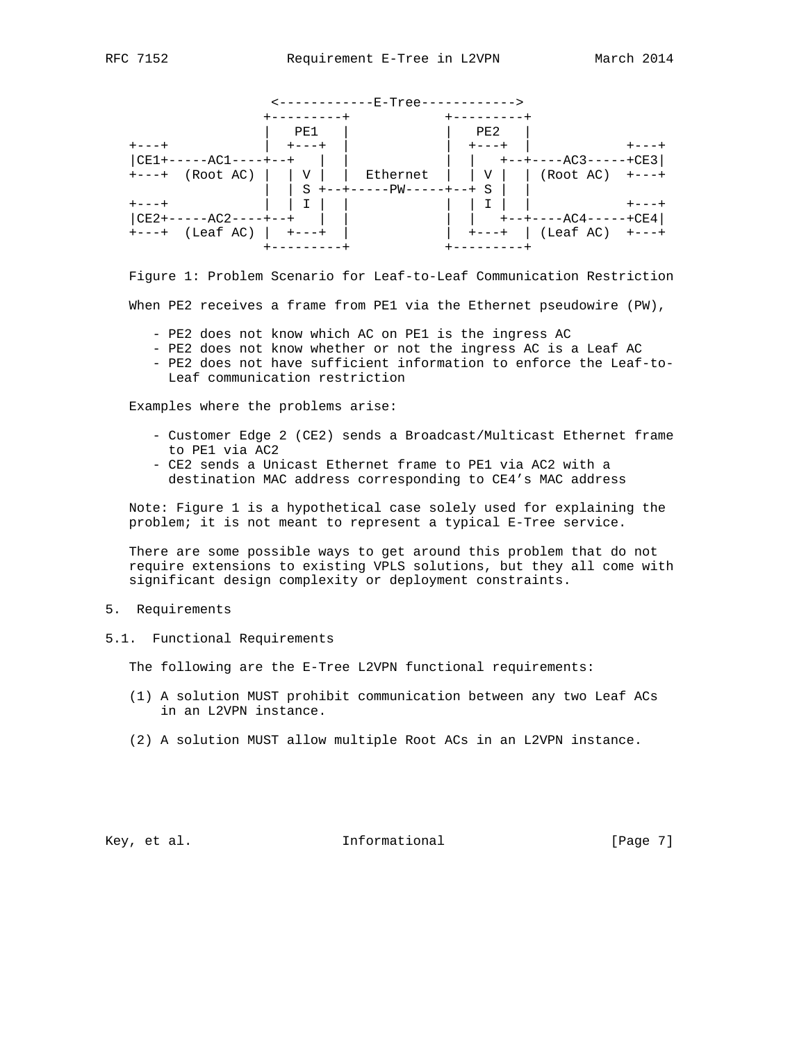```
                   <------------E-Tree------------>
                  +---------+            +---------+
                  |   PE1   |            |   PE2   |
   +---+          |  +---+  |            |  +---+  |          +---+
   |CE1+-----AC1----+--+   |  |            |  |   +--+----AC3-----+CE3|
   +---+  (Root AC) |  | V |  |  Ethernet  |  | V |  | (Root AC)  +---+
                  |  | S +--+-----PW-----+--+ S |  |
   +---+          |  | I |  |            |  | I |  |          +---+
   |CE2+-----AC2----+--+   |  |            |  |   +--+----AC4-----+CE4|
   +---+  (Leaf AC) |  +---+  |            |  +---+  | (Leaf AC)  +---+
                  +---------+            +---------+
```

Figure 1: Problem Scenario for Leaf-to-Leaf Communication Restriction

When PE2 receives a frame from PE1 via the Ethernet pseudowire (PW),

- PE2 does not know which AC on PE1 is the ingress AC
- PE2 does not know whether or not the ingress AC is a Leaf AC
- PE2 does not have sufficient information to enforce the Leaf-to-Leaf communication restriction

Examples where the problems arise:

- Customer Edge 2 (CE2) sends a Broadcast/Multicast Ethernet frame to PE1 via AC2
- CE2 sends a Unicast Ethernet frame to PE1 via AC2 with a destination MAC address corresponding to CE4’s MAC address

Note: Figure 1 is a hypothetical case solely used for explaining the problem; it is not meant to represent a typical E-Tree service.

There are some possible ways to get around this problem that do not require extensions to existing VPLS solutions, but they all come with significant design complexity or deployment constraints.

# 5. Requirements

## 5.1. Functional Requirements

The following are the E-Tree L2VPN functional requirements:

(1) A solution MUST prohibit communication between any two Leaf ACs in an L2VPN instance.

(2) A solution MUST allow multiple Root ACs in an L2VPN instance.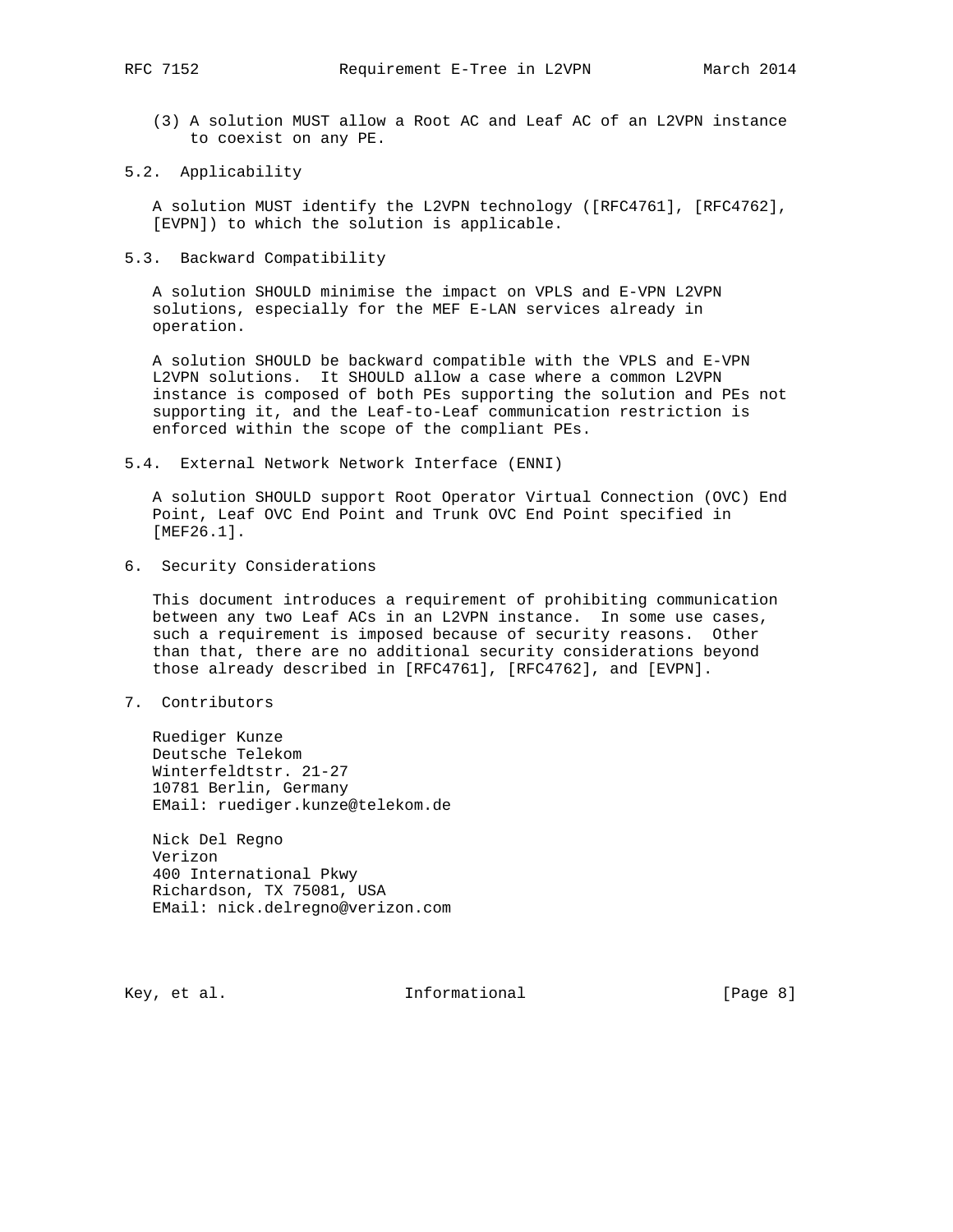(3) A solution MUST allow a Root AC and Leaf AC of an L2VPN instance to coexist on any PE.

## 5.2. Applicability

A solution MUST identify the L2VPN technology ([RFC4761], [RFC4762], [EVPN]) to which the solution is applicable.

## 5.3. Backward Compatibility

A solution SHOULD minimise the impact on VPLS and E-VPN L2VPN solutions, especially for the MEF E-LAN services already in operation.

A solution SHOULD be backward compatible with the VPLS and E-VPN L2VPN solutions. It SHOULD allow a case where a common L2VPN instance is composed of both PEs supporting the solution and PEs not supporting it, and the Leaf-to-Leaf communication restriction is enforced within the scope of the compliant PEs.

## 5.4. External Network Network Interface (ENNI)

A solution SHOULD support Root Operator Virtual Connection (OVC) End Point, Leaf OVC End Point and Trunk OVC End Point specified in [MEF26.1].

# 6. Security Considerations

This document introduces a requirement of prohibiting communication between any two Leaf ACs in an L2VPN instance. In some use cases, such a requirement is imposed because of security reasons. Other than that, there are no additional security considerations beyond those already described in [RFC4761], [RFC4762], and [EVPN].

# 7. Contributors

Ruediger Kunze
Deutsche Telekom
Winterfeldtstr. 21-27
10781 Berlin, Germany
EMail: ruediger.kunze@telekom.de

Nick Del Regno
Verizon
400 International Pkwy
Richardson, TX 75081, USA
EMail: nick.delregno@verizon.com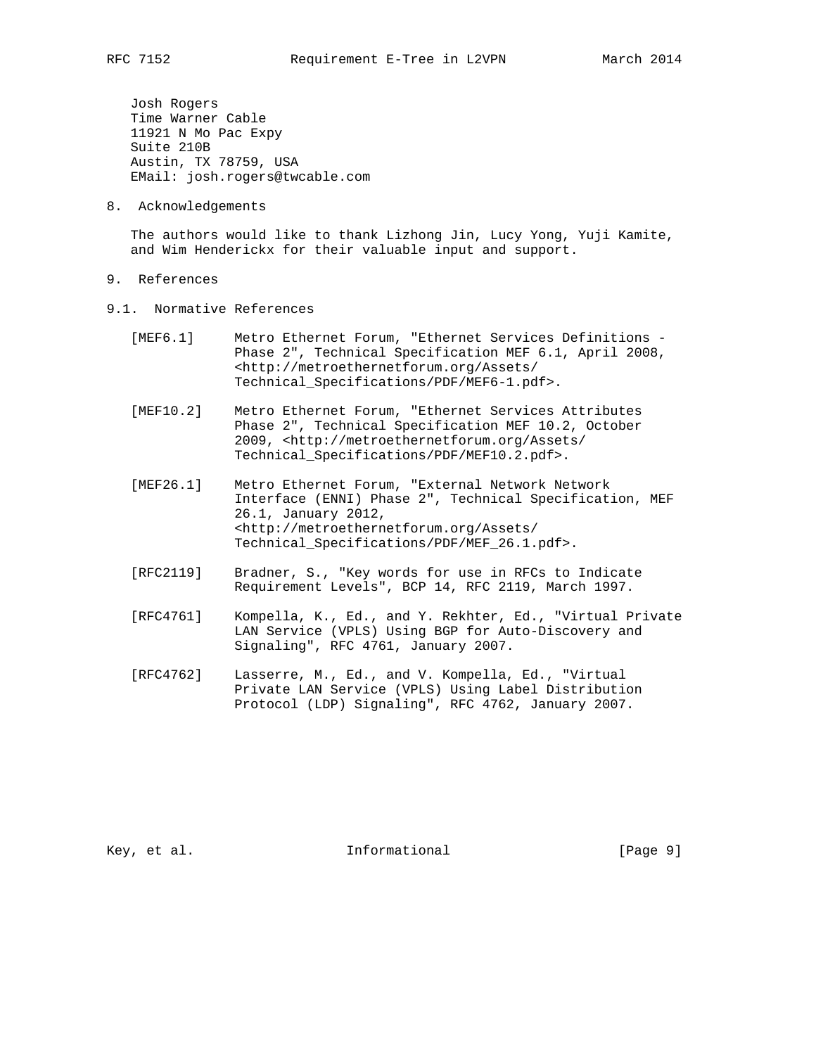Josh Rogers
Time Warner Cable
11921 N Mo Pac Expy
Suite 210B
Austin, TX 78759, USA
EMail: josh.rogers@twcable.com

## 8. Acknowledgements

The authors would like to thank Lizhong Jin, Lucy Yong, Yuji Kamite, and Wim Henderickx for their valuable input and support.

## 9. References

### 9.1. Normative References

[MEF6.1] Metro Ethernet Forum, "Ethernet Services Definitions - Phase 2", Technical Specification MEF 6.1, April 2008, <http://metroethernetforum.org/Assets/Technical_Specifications/PDF/MEF6-1.pdf>.

[MEF10.2] Metro Ethernet Forum, "Ethernet Services Attributes Phase 2", Technical Specification MEF 10.2, October 2009, <http://metroethernetforum.org/Assets/Technical_Specifications/PDF/MEF10.2.pdf>.

[MEF26.1] Metro Ethernet Forum, "External Network Network Interface (ENNI) Phase 2", Technical Specification, MEF 26.1, January 2012, <http://metroethernetforum.org/Assets/Technical_Specifications/PDF/MEF_26.1.pdf>.

[RFC2119] Bradner, S., "Key words for use in RFCs to Indicate Requirement Levels", BCP 14, RFC 2119, March 1997.

[RFC4761] Kompella, K., Ed., and Y. Rekhter, Ed., "Virtual Private LAN Service (VPLS) Using BGP for Auto-Discovery and Signaling", RFC 4761, January 2007.

[RFC4762] Lasserre, M., Ed., and V. Kompella, Ed., "Virtual Private LAN Service (VPLS) Using Label Distribution Protocol (LDP) Signaling", RFC 4762, January 2007.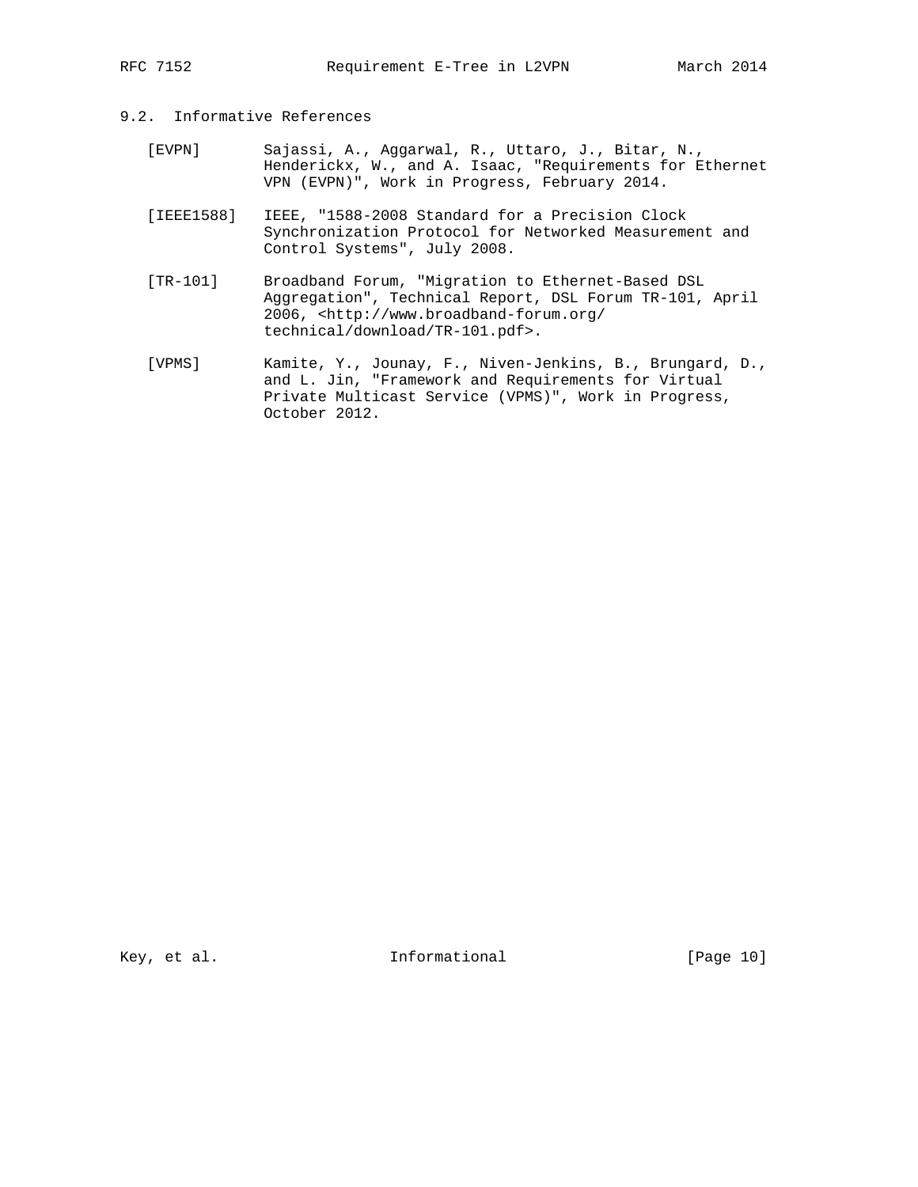## 9.2. Informative References

[EVPN] Sajassi, A., Aggarwal, R., Uttaro, J., Bitar, N., Henderickx, W., and A. Isaac, "Requirements for Ethernet VPN (EVPN)", Work in Progress, February 2014.

[IEEE1588] IEEE, "1588-2008 Standard for a Precision Clock Synchronization Protocol for Networked Measurement and Control Systems", July 2008.

[TR-101] Broadband Forum, "Migration to Ethernet-Based DSL Aggregation", Technical Report, DSL Forum TR-101, April 2006, <http://www.broadband-forum.org/technical/download/TR-101.pdf>.

[VPMS] Kamite, Y., Jounay, F., Niven-Jenkins, B., Brungard, D., and L. Jin, "Framework and Requirements for Virtual Private Multicast Service (VPMS)", Work in Progress, October 2012.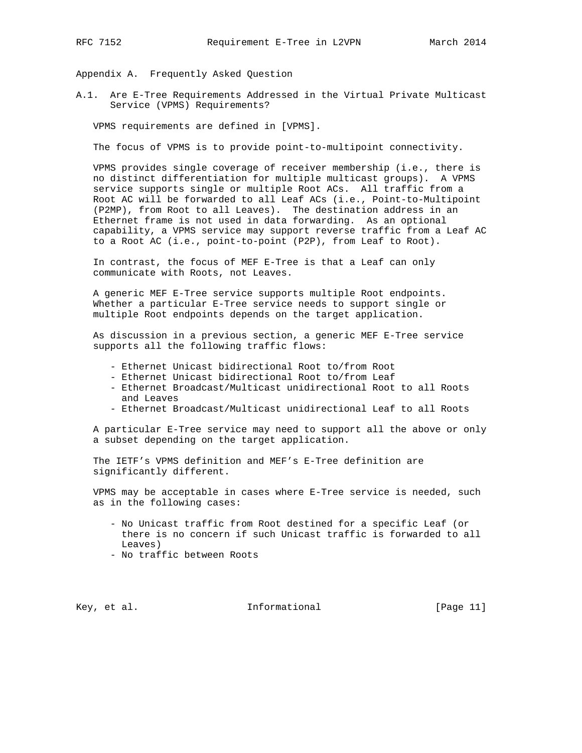# Appendix A. Frequently Asked Question

## A.1. Are E-Tree Requirements Addressed in the Virtual Private Multicast Service (VPMS) Requirements?

VPMS requirements are defined in [VPMS].

The focus of VPMS is to provide point-to-multipoint connectivity.

VPMS provides single coverage of receiver membership (i.e., there is no distinct differentiation for multiple multicast groups). A VPMS service supports single or multiple Root ACs. All traffic from a Root AC will be forwarded to all Leaf ACs (i.e., Point-to-Multipoint (P2MP), from Root to all Leaves). The destination address in an Ethernet frame is not used in data forwarding. As an optional capability, a VPMS service may support reverse traffic from a Leaf AC to a Root AC (i.e., point-to-point (P2P), from Leaf to Root).

In contrast, the focus of MEF E-Tree is that a Leaf can only communicate with Roots, not Leaves.

A generic MEF E-Tree service supports multiple Root endpoints. Whether a particular E-Tree service needs to support single or multiple Root endpoints depends on the target application.

As discussion in a previous section, a generic MEF E-Tree service supports all the following traffic flows:

- Ethernet Unicast bidirectional Root to/from Root
- Ethernet Unicast bidirectional Root to/from Leaf
- Ethernet Broadcast/Multicast unidirectional Root to all Roots and Leaves
- Ethernet Broadcast/Multicast unidirectional Leaf to all Roots

A particular E-Tree service may need to support all the above or only a subset depending on the target application.

The IETF's VPMS definition and MEF's E-Tree definition are significantly different.

VPMS may be acceptable in cases where E-Tree service is needed, such as in the following cases:

- No Unicast traffic from Root destined for a specific Leaf (or there is no concern if such Unicast traffic is forwarded to all Leaves)
- No traffic between Roots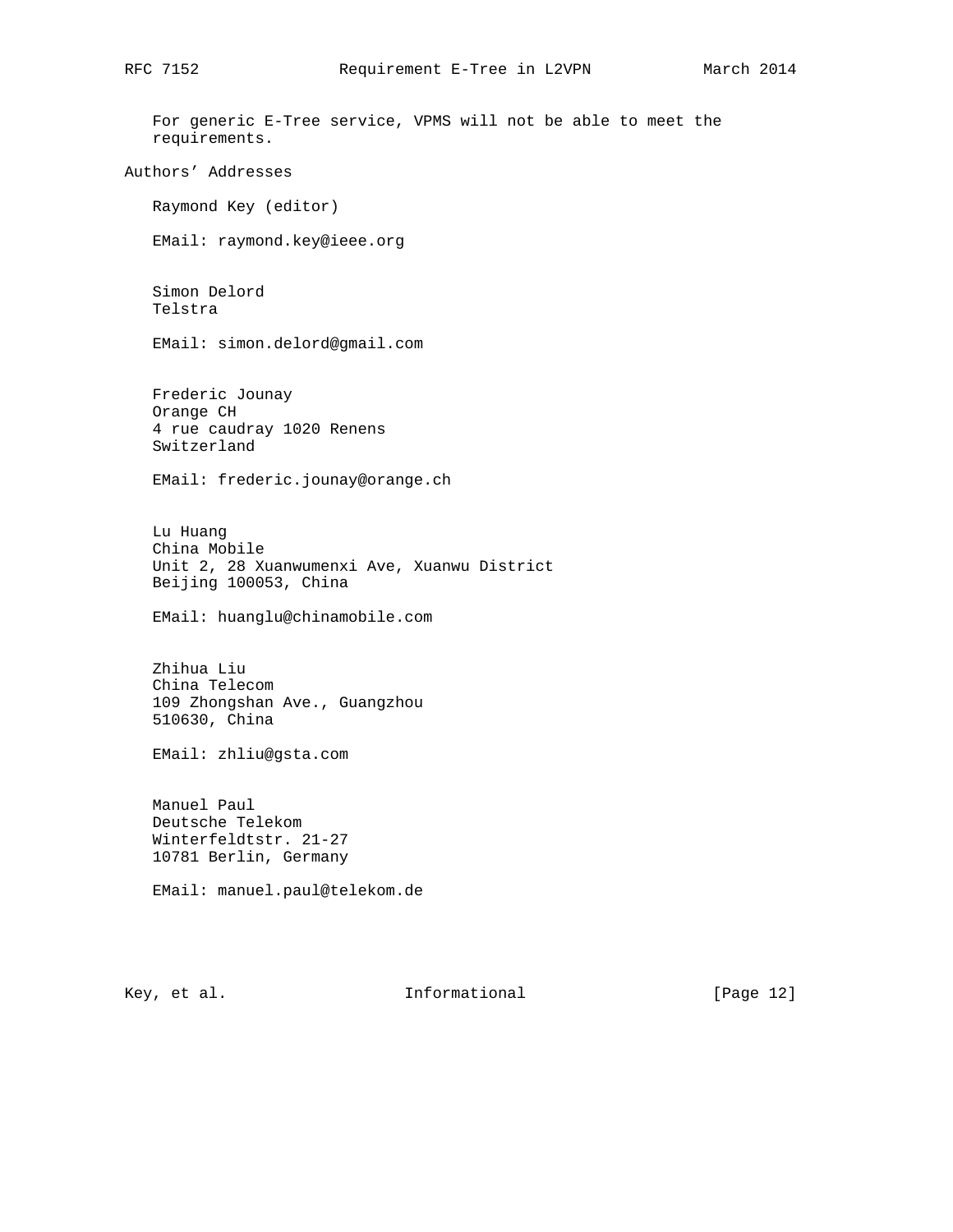For generic E-Tree service, VPMS will not be able to meet the requirements.

## Authors' Addresses

Raymond Key (editor)

EMail: raymond.key@ieee.org

Simon Delord
Telstra

EMail: simon.delord@gmail.com

Frederic Jounay
Orange CH
4 rue caudray 1020 Renens
Switzerland

EMail: frederic.jounay@orange.ch

Lu Huang
China Mobile
Unit 2, 28 Xuanwumenxi Ave, Xuanwu District
Beijing 100053, China

EMail: huanglu@chinamobile.com

Zhihua Liu
China Telecom
109 Zhongshan Ave., Guangzhou
510630, China

EMail: zhliu@gsta.com

Manuel Paul
Deutsche Telekom
Winterfeldtstr. 21-27
10781 Berlin, Germany

EMail: manuel.paul@telekom.de